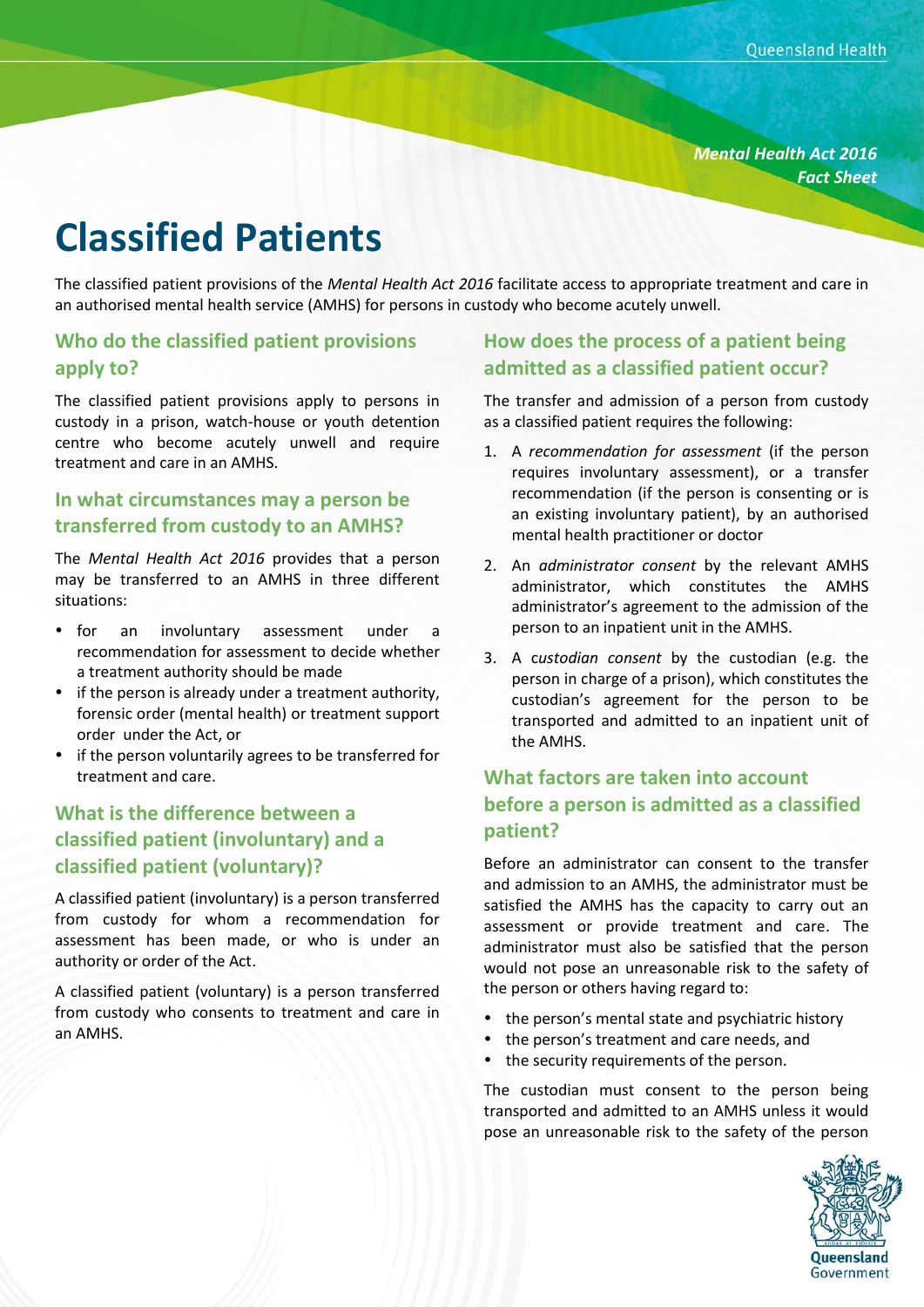*Mental Health Act 2016*
*Fact Sheet*

# Classified Patients

The classified patient provisions of the *Mental Health Act 2016* facilitate access to appropriate treatment and care in an authorised mental health service (AMHS) for persons in custody who become acutely unwell.

## Who do the classified patient provisions apply to?

The classified patient provisions apply to persons in custody in a prison, watch-house or youth detention centre who become acutely unwell and require treatment and care in an AMHS.

## In what circumstances may a person be transferred from custody to an AMHS?

The *Mental Health Act 2016* provides that a person may be transferred to an AMHS in three different situations:

- for an involuntary assessment under a recommendation for assessment to decide whether a treatment authority should be made
- if the person is already under a treatment authority, forensic order (mental health) or treatment support order under the Act, or
- if the person voluntarily agrees to be transferred for treatment and care.

## What is the difference between a classified patient (involuntary) and a classified patient (voluntary)?

A classified patient (involuntary) is a person transferred from custody for whom a recommendation for assessment has been made, or who is under an authority or order of the Act.

A classified patient (voluntary) is a person transferred from custody who consents to treatment and care in an AMHS.

## How does the process of a patient being admitted as a classified patient occur?

The transfer and admission of a person from custody as a classified patient requires the following:

1. A *recommendation for assessment* (if the person requires involuntary assessment), or a transfer recommendation (if the person is consenting or is an existing involuntary patient), by an authorised mental health practitioner or doctor
2. An *administrator consent* by the relevant AMHS administrator, which constitutes the AMHS administrator's agreement to the admission of the person to an inpatient unit in the AMHS.
3. A *custodian consent* by the custodian (e.g. the person in charge of a prison), which constitutes the custodian's agreement for the person to be transported and admitted to an inpatient unit of the AMHS.

## What factors are taken into account before a person is admitted as a classified patient?

Before an administrator can consent to the transfer and admission to an AMHS, the administrator must be satisfied the AMHS has the capacity to carry out an assessment or provide treatment and care. The administrator must also be satisfied that the person would not pose an unreasonable risk to the safety of the person or others having regard to:

- the person's mental state and psychiatric history
- the person's treatment and care needs, and
- the security requirements of the person.

The custodian must consent to the person being transported and admitted to an AMHS unless it would pose an unreasonable risk to the safety of the person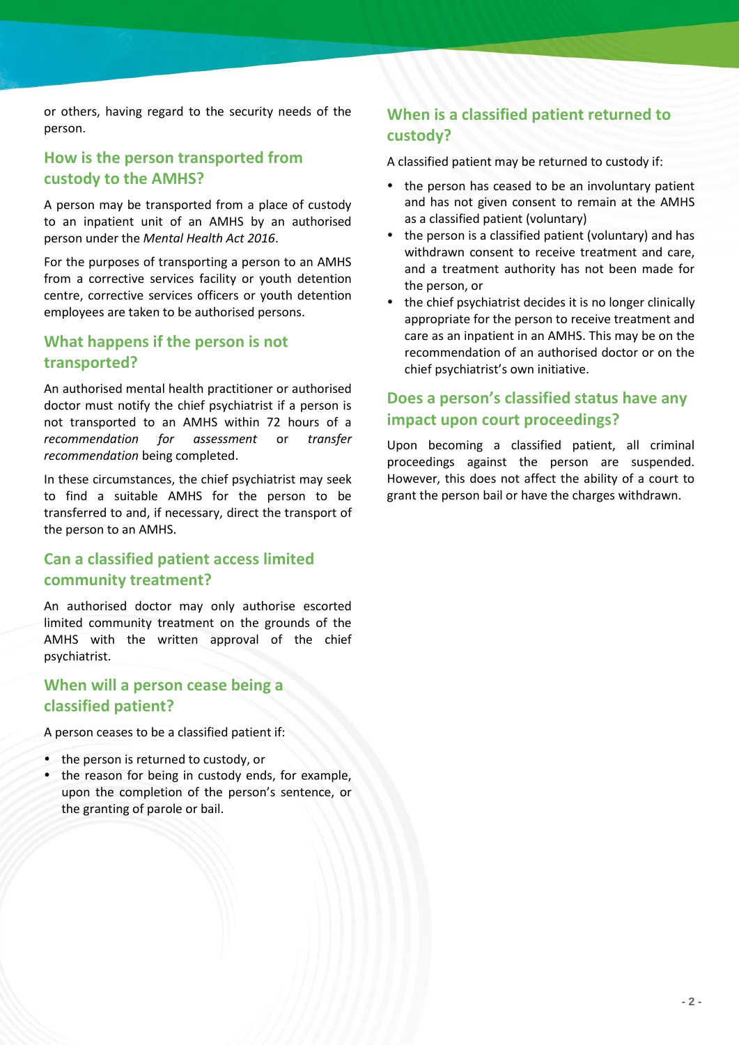or others, having regard to the security needs of the person.

## How is the person transported from custody to the AMHS?

A person may be transported from a place of custody to an inpatient unit of an AMHS by an authorised person under the *Mental Health Act 2016*.

For the purposes of transporting a person to an AMHS from a corrective services facility or youth detention centre, corrective services officers or youth detention employees are taken to be authorised persons.

## What happens if the person is not transported?

An authorised mental health practitioner or authorised doctor must notify the chief psychiatrist if a person is not transported to an AMHS within 72 hours of a *recommendation for assessment* or *transfer recommendation* being completed.

In these circumstances, the chief psychiatrist may seek to find a suitable AMHS for the person to be transferred to and, if necessary, direct the transport of the person to an AMHS.

## Can a classified patient access limited community treatment?

An authorised doctor may only authorise escorted limited community treatment on the grounds of the AMHS with the written approval of the chief psychiatrist.

## When will a person cease being a classified patient?

A person ceases to be a classified patient if:

- the person is returned to custody, or
- the reason for being in custody ends, for example, upon the completion of the person's sentence, or the granting of parole or bail.

## When is a classified patient returned to custody?

A classified patient may be returned to custody if:

- the person has ceased to be an involuntary patient and has not given consent to remain at the AMHS as a classified patient (voluntary)
- the person is a classified patient (voluntary) and has withdrawn consent to receive treatment and care, and a treatment authority has not been made for the person, or
- the chief psychiatrist decides it is no longer clinically appropriate for the person to receive treatment and care as an inpatient in an AMHS. This may be on the recommendation of an authorised doctor or on the chief psychiatrist's own initiative.

## Does a person's classified status have any impact upon court proceedings?

Upon becoming a classified patient, all criminal proceedings against the person are suspended. However, this does not affect the ability of a court to grant the person bail or have the charges withdrawn.